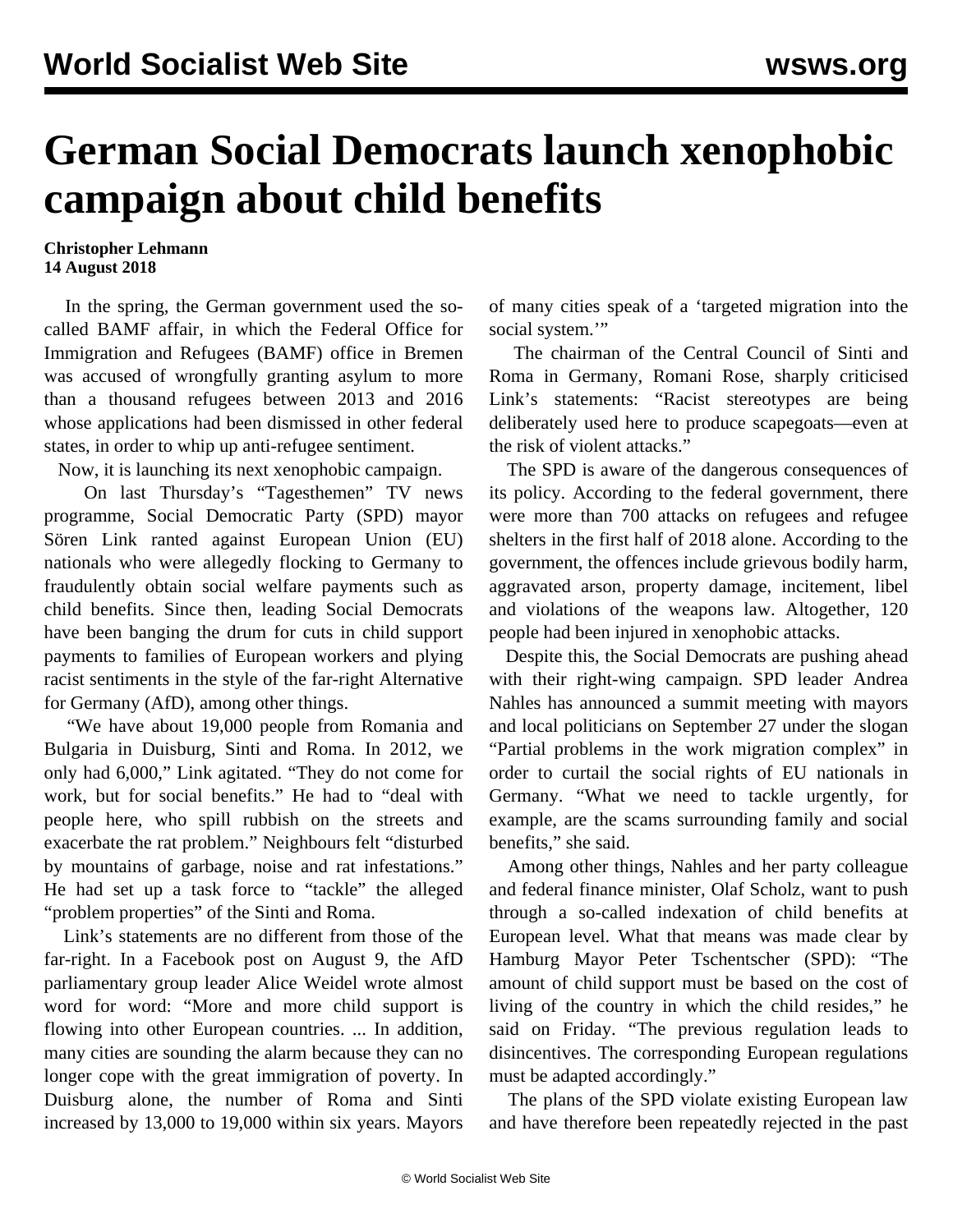# German Social Democrats launch xenophobic campaign about child benefits

**Christopher Lehmann**
**14 August 2018**

In the spring, the German government used the so-called BAMF affair, in which the Federal Office for Immigration and Refugees (BAMF) office in Bremen was accused of wrongfully granting asylum to more than a thousand refugees between 2013 and 2016 whose applications had been dismissed in other federal states, in order to whip up anti-refugee sentiment.

Now, it is launching its next xenophobic campaign.

On last Thursday's "Tagesthemen" TV news programme, Social Democratic Party (SPD) mayor Sören Link ranted against European Union (EU) nationals who were allegedly flocking to Germany to fraudulently obtain social welfare payments such as child benefits. Since then, leading Social Democrats have been banging the drum for cuts in child support payments to families of European workers and plying racist sentiments in the style of the far-right Alternative for Germany (AfD), among other things.

"We have about 19,000 people from Romania and Bulgaria in Duisburg, Sinti and Roma. In 2012, we only had 6,000," Link agitated. "They do not come for work, but for social benefits." He had to "deal with people here, who spill rubbish on the streets and exacerbate the rat problem." Neighbours felt "disturbed by mountains of garbage, noise and rat infestations." He had set up a task force to "tackle" the alleged "problem properties" of the Sinti and Roma.

Link's statements are no different from those of the far-right. In a Facebook post on August 9, the AfD parliamentary group leader Alice Weidel wrote almost word for word: "More and more child support is flowing into other European countries. ... In addition, many cities are sounding the alarm because they can no longer cope with the great immigration of poverty. In Duisburg alone, the number of Roma and Sinti increased by 13,000 to 19,000 within six years. Mayors of many cities speak of a 'targeted migration into the social system.'"

The chairman of the Central Council of Sinti and Roma in Germany, Romani Rose, sharply criticised Link's statements: "Racist stereotypes are being deliberately used here to produce scapegoats—even at the risk of violent attacks."

The SPD is aware of the dangerous consequences of its policy. According to the federal government, there were more than 700 attacks on refugees and refugee shelters in the first half of 2018 alone. According to the government, the offences include grievous bodily harm, aggravated arson, property damage, incitement, libel and violations of the weapons law. Altogether, 120 people had been injured in xenophobic attacks.

Despite this, the Social Democrats are pushing ahead with their right-wing campaign. SPD leader Andrea Nahles has announced a summit meeting with mayors and local politicians on September 27 under the slogan "Partial problems in the work migration complex" in order to curtail the social rights of EU nationals in Germany. "What we need to tackle urgently, for example, are the scams surrounding family and social benefits," she said.

Among other things, Nahles and her party colleague and federal finance minister, Olaf Scholz, want to push through a so-called indexation of child benefits at European level. What that means was made clear by Hamburg Mayor Peter Tschentscher (SPD): "The amount of child support must be based on the cost of living of the country in which the child resides," he said on Friday. "The previous regulation leads to disincentives. The corresponding European regulations must be adapted accordingly."

The plans of the SPD violate existing European law and have therefore been repeatedly rejected in the past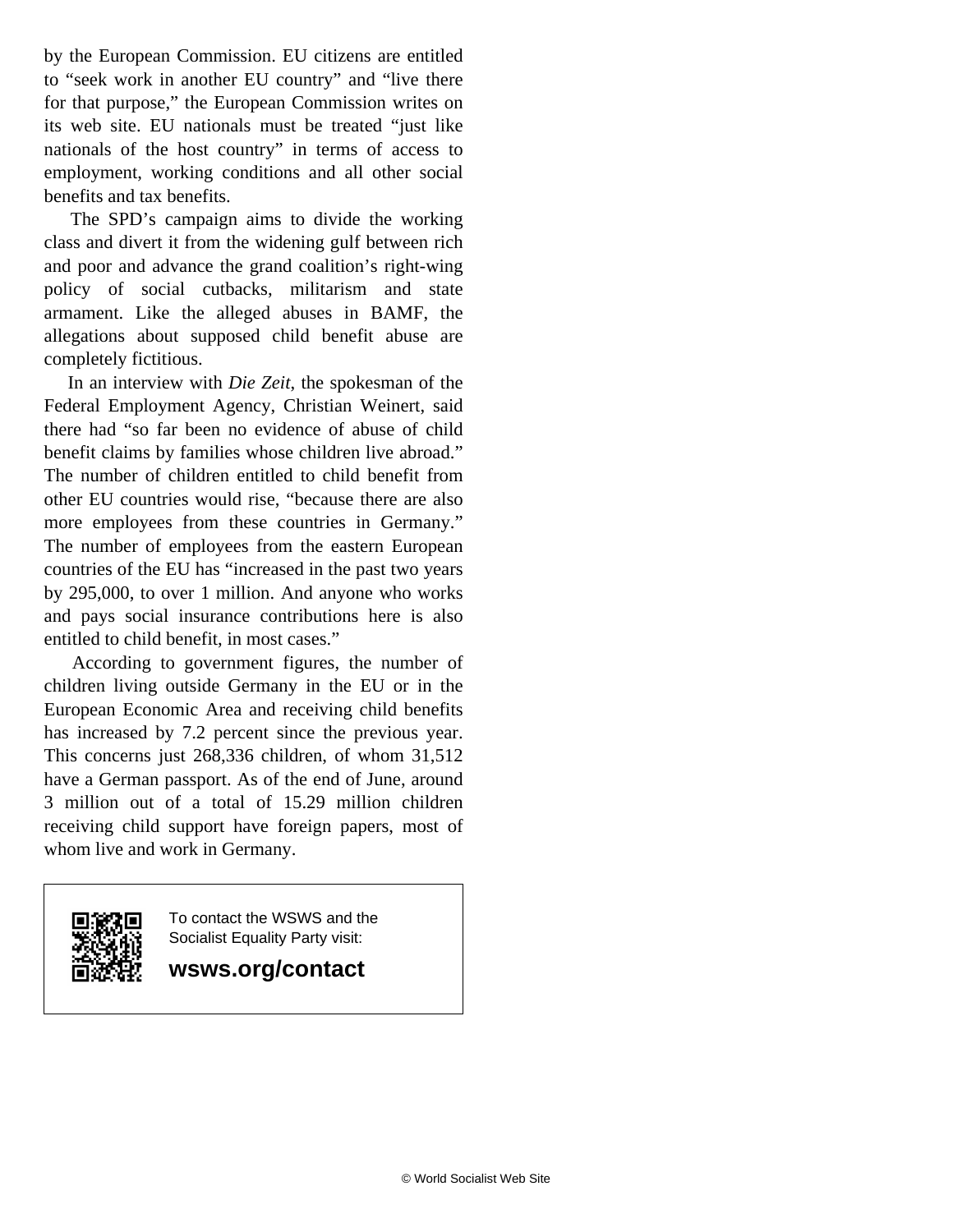by the European Commission. EU citizens are entitled to "seek work in another EU country" and "live there for that purpose," the European Commission writes on its web site. EU nationals must be treated "just like nationals of the host country" in terms of access to employment, working conditions and all other social benefits and tax benefits.

The SPD's campaign aims to divide the working class and divert it from the widening gulf between rich and poor and advance the grand coalition's right-wing policy of social cutbacks, militarism and state armament. Like the alleged abuses in BAMF, the allegations about supposed child benefit abuse are completely fictitious.

In an interview with *Die Zeit*, the spokesman of the Federal Employment Agency, Christian Weinert, said there had "so far been no evidence of abuse of child benefit claims by families whose children live abroad." The number of children entitled to child benefit from other EU countries would rise, "because there are also more employees from these countries in Germany." The number of employees from the eastern European countries of the EU has "increased in the past two years by 295,000, to over 1 million. And anyone who works and pays social insurance contributions here is also entitled to child benefit, in most cases."

According to government figures, the number of children living outside Germany in the EU or in the European Economic Area and receiving child benefits has increased by 7.2 percent since the previous year. This concerns just 268,336 children, of whom 31,512 have a German passport. As of the end of June, around 3 million out of a total of 15.29 million children receiving child support have foreign papers, most of whom live and work in Germany.

To contact the WSWS and the Socialist Equality Party visit:

**wsws.org/contact**